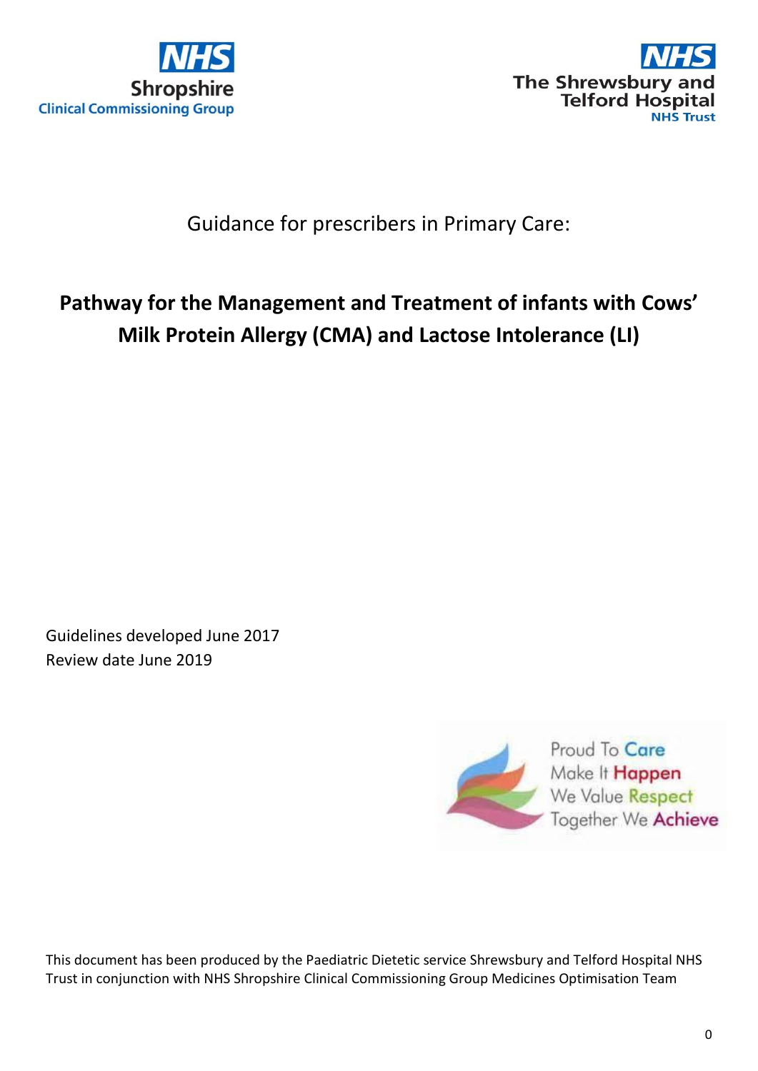NHS Shropshire Clinical Commissioning Group

NHS The Shrewsbury and Telford Hospital NHS Trust

Guidance for prescribers in Primary Care:

# Pathway for the Management and Treatment of infants with Cows' Milk Protein Allergy (CMA) and Lactose Intolerance (LI)

Guidelines developed June 2017
Review date June 2019

Proud To Care
Make It Happen
We Value Respect
Together We Achieve

This document has been produced by the Paediatric Dietetic service Shrewsbury and Telford Hospital NHS Trust in conjunction with NHS Shropshire Clinical Commissioning Group Medicines Optimisation Team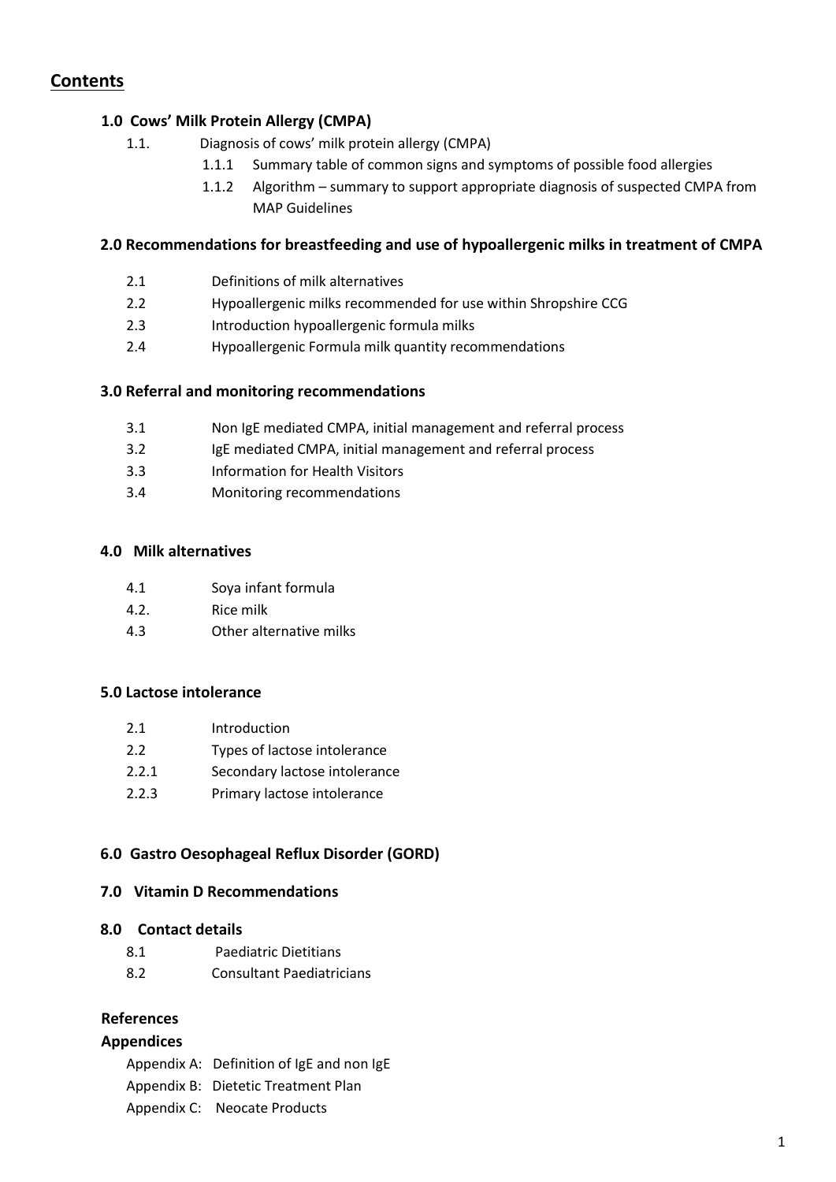## Contents

### 1.0 Cows' Milk Protein Allergy (CMPA)

- 1.1. Diagnosis of cows' milk protein allergy (CMPA)
  - 1.1.1 Summary table of common signs and symptoms of possible food allergies
  - 1.1.2 Algorithm – summary to support appropriate diagnosis of suspected CMPA from MAP Guidelines

### 2.0 Recommendations for breastfeeding and use of hypoallergenic milks in treatment of CMPA

- 2.1 Definitions of milk alternatives
- 2.2 Hypoallergenic milks recommended for use within Shropshire CCG
- 2.3 Introduction hypoallergenic formula milks
- 2.4 Hypoallergenic Formula milk quantity recommendations

### 3.0 Referral and monitoring recommendations

- 3.1 Non IgE mediated CMPA, initial management and referral process
- 3.2 IgE mediated CMPA, initial management and referral process
- 3.3 Information for Health Visitors
- 3.4 Monitoring recommendations

### 4.0 Milk alternatives

- 4.1 Soya infant formula
- 4.2. Rice milk
- 4.3 Other alternative milks

### 5.0 Lactose intolerance

- 2.1 Introduction
- 2.2 Types of lactose intolerance
- 2.2.1 Secondary lactose intolerance
- 2.2.3 Primary lactose intolerance

### 6.0 Gastro Oesophageal Reflux Disorder (GORD)

### 7.0 Vitamin D Recommendations

### 8.0 Contact details

- 8.1 Paediatric Dietitians
- 8.2 Consultant Paediatricians

### References

### Appendices

- Appendix A: Definition of IgE and non IgE
- Appendix B: Dietetic Treatment Plan
- Appendix C: Neocate Products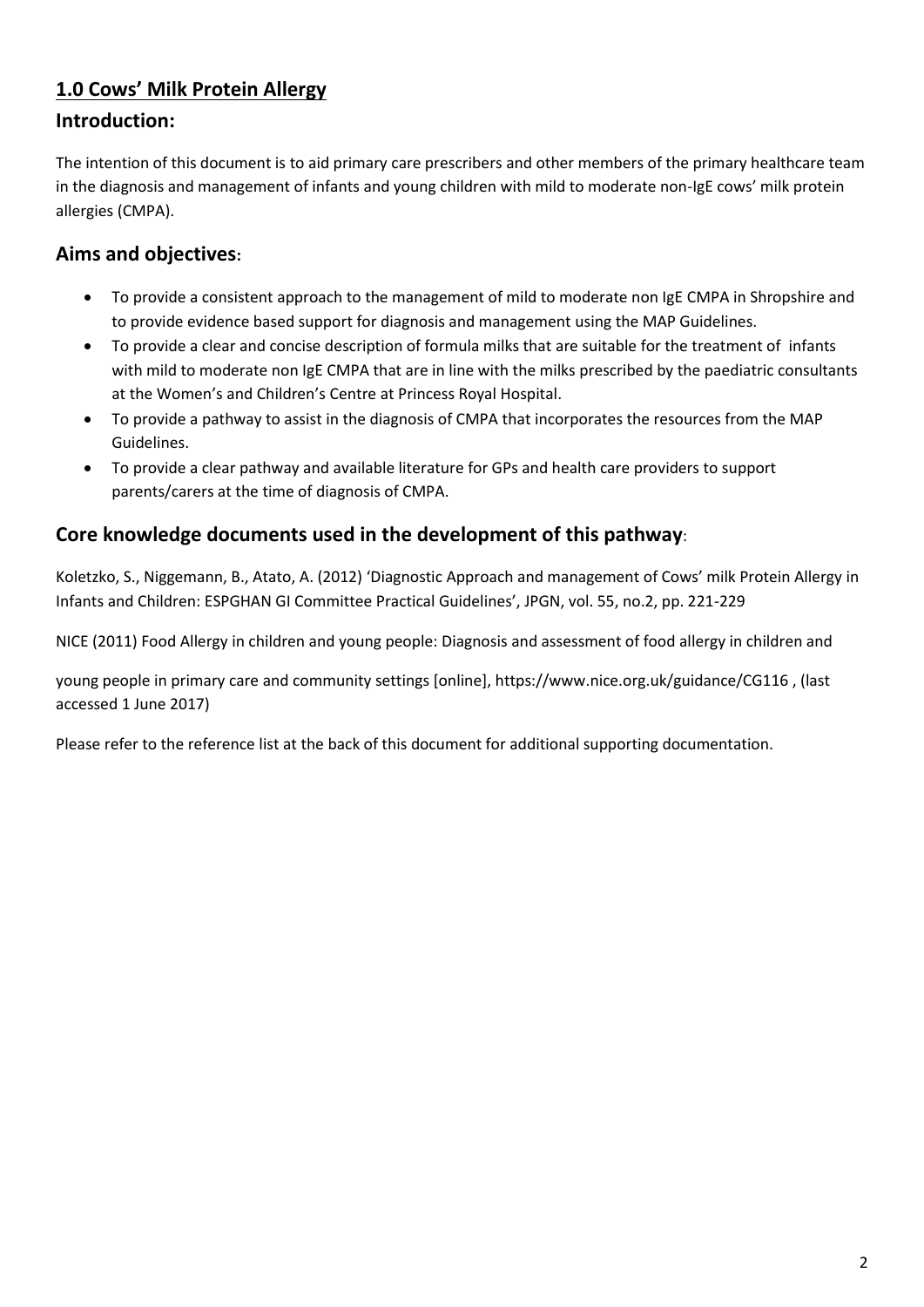## 1.0 Cows' Milk Protein Allergy

### Introduction:

The intention of this document is to aid primary care prescribers and other members of the primary healthcare team in the diagnosis and management of infants and young children with mild to moderate non-IgE cows' milk protein allergies (CMPA).

### Aims and objectives:

- To provide a consistent approach to the management of mild to moderate non IgE CMPA in Shropshire and to provide evidence based support for diagnosis and management using the MAP Guidelines.
- To provide a clear and concise description of formula milks that are suitable for the treatment of infants with mild to moderate non IgE CMPA that are in line with the milks prescribed by the paediatric consultants at the Women's and Children's Centre at Princess Royal Hospital.
- To provide a pathway to assist in the diagnosis of CMPA that incorporates the resources from the MAP Guidelines.
- To provide a clear pathway and available literature for GPs and health care providers to support parents/carers at the time of diagnosis of CMPA.

### Core knowledge documents used in the development of this pathway:

Koletzko, S., Niggemann, B., Atato, A. (2012) 'Diagnostic Approach and management of Cows' milk Protein Allergy in Infants and Children: ESPGHAN GI Committee Practical Guidelines', JPGN, vol. 55, no.2, pp. 221-229

NICE (2011) Food Allergy in children and young people: Diagnosis and assessment of food allergy in children and young people in primary care and community settings [online], https://www.nice.org.uk/guidance/CG116 , (last accessed 1 June 2017)

Please refer to the reference list at the back of this document for additional supporting documentation.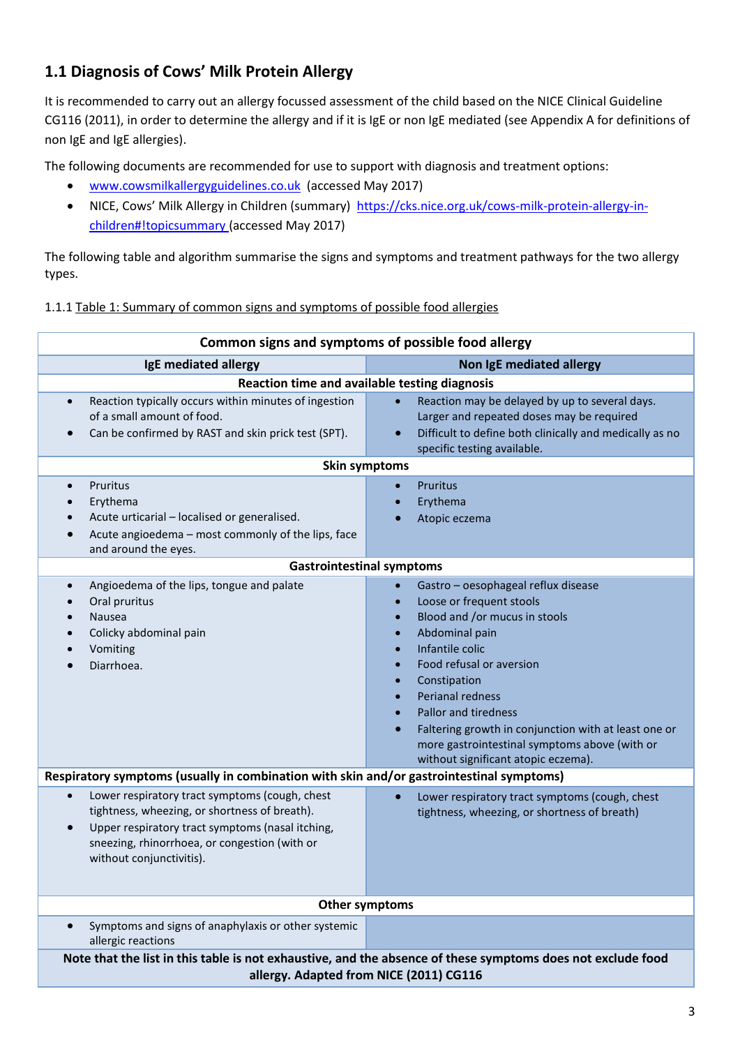## 1.1 Diagnosis of Cows' Milk Protein Allergy

It is recommended to carry out an allergy focussed assessment of the child based on the NICE Clinical Guideline CG116 (2011), in order to determine the allergy and if it is IgE or non IgE mediated (see Appendix A for definitions of non IgE and IgE allergies).

The following documents are recommended for use to support with diagnosis and treatment options:

- www.cowsmilkallergyguidelines.co.uk (accessed May 2017)
- NICE, Cows' Milk Allergy in Children (summary) https://cks.nice.org.uk/cows-milk-protein-allergy-in-children#!topicsummary (accessed May 2017)

The following table and algorithm summarise the signs and symptoms and treatment pathways for the two allergy types.

1.1.1 Table 1: Summary of common signs and symptoms of possible food allergies

| **Common signs and symptoms of possible food allergy** | |
|---|---|
| **IgE mediated allergy** | **Non IgE mediated allergy** |
| **Reaction time and available testing diagnosis** | |
| • Reaction typically occurs within minutes of ingestion of a small amount of food.<br>• Can be confirmed by RAST and skin prick test (SPT). | • Reaction may be delayed by up to several days. Larger and repeated doses may be required<br>• Difficult to define both clinically and medically as no specific testing available. |
| **Skin symptoms** | |
| • Pruritus<br>• Erythema<br>• Acute urticarial – localised or generalised.<br>• Acute angioedema – most commonly of the lips, face and around the eyes. | • Pruritus<br>• Erythema<br>• Atopic eczema |
| **Gastrointestinal symptoms** | |
| • Angioedema of the lips, tongue and palate<br>• Oral pruritus<br>• Nausea<br>• Colicky abdominal pain<br>• Vomiting<br>• Diarrhoea. | • Gastro – oesophageal reflux disease<br>• Loose or frequent stools<br>• Blood and /or mucus in stools<br>• Abdominal pain<br>• Infantile colic<br>• Food refusal or aversion<br>• Constipation<br>• Perianal redness<br>• Pallor and tiredness<br>• Faltering growth in conjunction with at least one or more gastrointestinal symptoms above (with or without significant atopic eczema). |
| **Respiratory symptoms (usually in combination with skin and/or gastrointestinal symptoms)** | |
| • Lower respiratory tract symptoms (cough, chest tightness, wheezing, or shortness of breath).<br>• Upper respiratory tract symptoms (nasal itching, sneezing, rhinorrhoea, or congestion (with or without conjunctivitis). | • Lower respiratory tract symptoms (cough, chest tightness, wheezing, or shortness of breath) |
| **Other symptoms** | |
| • Symptoms and signs of anaphylaxis or other systemic allergic reactions | |
| **Note that the list in this table is not exhaustive, and the absence of these symptoms does not exclude food allergy. Adapted from NICE (2011) CG116** | |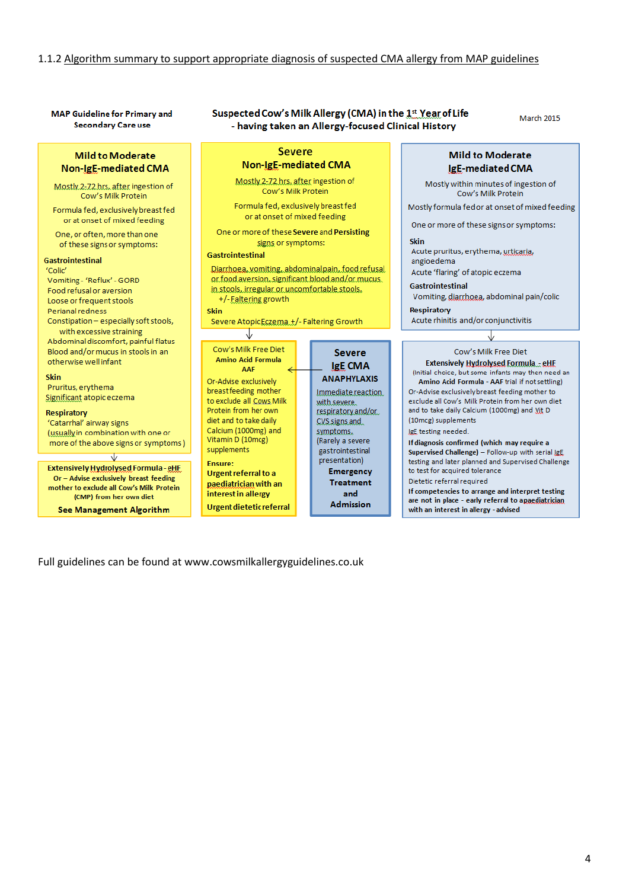1.1.2 Algorithm summary to support appropriate diagnosis of suspected CMA allergy from MAP guidelines

**MAP Guideline for Primary and Secondary Care use**

**Suspected Cow's Milk Allergy (CMA) in the 1st Year of Life - having taken an Allergy-focused Clinical History**

March 2015

## Mild to Moderate Non-IgE-mediated CMA

Mostly 2-72 hrs. after ingestion of Cow's Milk Protein

Formula fed, exclusively breast fed or at onset of mixed feeding

One, or often, more than one of these signs or symptoms:

**Gastrointestinal**
- 'Colic'
- Vomiting - 'Reflux' - GORD
- Food refusal or aversion
- Loose or frequent stools
- Perianal redness
- Constipation – especially soft stools, with excessive straining
- Abdominal discomfort, painful flatus
- Blood and/or mucus in stools in an otherwise well infant

**Skin**
- Pruritus, erythema
- Significant atopic eczema

**Respiratory**
- 'Catarrhal' airway signs
- (usually in combination with one or more of the above signs or symptoms)

↓

**Extensively Hydrolysed Formula - eHF**

**Or – Advise exclusively breast feeding mother to exclude all Cow's Milk Protein (CMP) from her own diet**

**See Management Algorithm**

## Severe Non-IgE-mediated CMA

Mostly 2-72 hrs. after ingestion of Cow's Milk Protein

Formula fed, exclusively breast fed or at onset of mixed feeding

One or more of these **Severe** and **Persisting** signs or symptoms:

**Gastrointestinal**

Diarrhoea, vomiting, abdominal pain, food refusal or food aversion, significant blood and/or mucus in stools, irregular or uncomfortable stools.
+/- Faltering growth

**Skin**

Severe Atopic Eczema +/- Faltering Growth

↓

Cow's Milk Free Diet

**Amino Acid Formula AAF**

Or-Advise exclusively breastfeeding mother to exclude all Cows Milk Protein from her own diet and to take daily Calcium (1000mg) and Vitamin D (10mcg) supplements

**Ensure:**

**Urgent referral to a paediatrician with an interest in allergy**

**Urgent dietetic referral**

## Severe IgE CMA

**ANAPHYLAXIS**

Immediate reaction with severe respiratory and/or CVS signs and symptoms.
(Rarely a severe gastrointestinal presentation)

**Emergency Treatment and Admission**

## Mild to Moderate IgE-mediated CMA

Mostly within minutes of ingestion of Cow's Milk Protein

Mostly formula fed or at onset of mixed feeding

One or more of these signs or symptoms:

**Skin**
- Acute pruritus, erythema, urticaria, angioedema
- Acute 'flaring' of atopic eczema

**Gastrointestinal**
- Vomiting, diarrhoea, abdominal pain/colic

**Respiratory**
- Acute rhinitis and/or conjunctivitis

↓

Cow's Milk Free Diet

**Extensively Hydrolysed Formula - eHF**

(Initial choice, but some infants may then need an **Amino Acid Formula - AAF** trial if not settling)

Or-Advise exclusively breast feeding mother to exclude all Cow's Milk Protein from her own diet and to take daily Calcium (1000mg) and Vit D (10mcg) supplements

IgE testing needed.

**If diagnosis confirmed (which may require a Supervised Challenge)** – Follow-up with serial IgE testing and later planned and Supervised Challenge to test for acquired tolerance

Dietetic referral required

**If competencies to arrange and interpret testing are not in place - early referral to apaediatrician with an interest in allergy - advised**

Full guidelines can be found at www.cowsmilkallergyguidelines.co.uk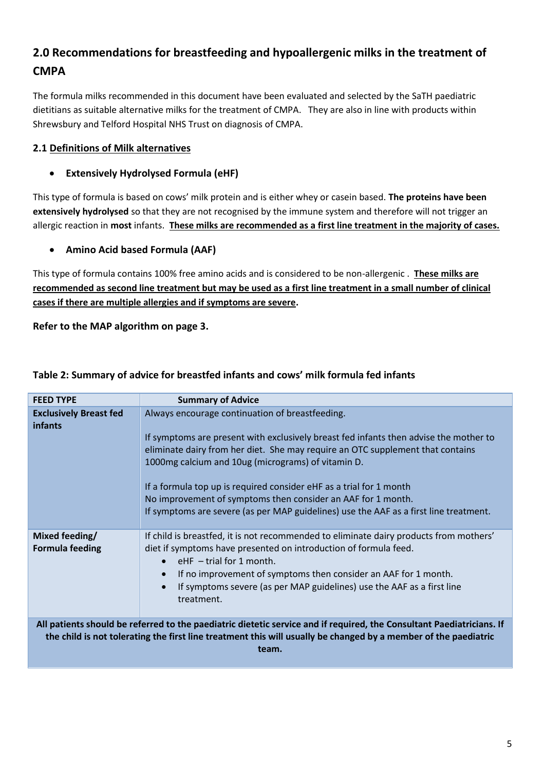## 2.0 Recommendations for breastfeeding and hypoallergenic milks in the treatment of CMPA

The formula milks recommended in this document have been evaluated and selected by the SaTH paediatric dietitians as suitable alternative milks for the treatment of CMPA. They are also in line with products within Shrewsbury and Telford Hospital NHS Trust on diagnosis of CMPA.

### 2.1 Definitions of Milk alternatives

- **Extensively Hydrolysed Formula (eHF)**

This type of formula is based on cows' milk protein and is either whey or casein based. **The proteins have been extensively hydrolysed** so that they are not recognised by the immune system and therefore will not trigger an allergic reaction in **most** infants. **These milks are recommended as a first line treatment in the majority of cases.**

- **Amino Acid based Formula (AAF)**

This type of formula contains 100% free amino acids and is considered to be non-allergenic . **These milks are recommended as second line treatment but may be used as a first line treatment in a small number of clinical cases if there are multiple allergies and if symptoms are severe.**

**Refer to the MAP algorithm on page 3.**

**Table 2: Summary of advice for breastfed infants and cows' milk formula fed infants**

| FEED TYPE | Summary of Advice |
| --- | --- |
| **Exclusively Breast fed infants** | Always encourage continuation of breastfeeding.<br><br>If symptoms are present with exclusively breast fed infants then advise the mother to eliminate dairy from her diet. She may require an OTC supplement that contains 1000mg calcium and 10ug (micrograms) of vitamin D.<br><br>If a formula top up is required consider eHF as a trial for 1 month<br>No improvement of symptoms then consider an AAF for 1 month.<br>If symptoms are severe (as per MAP guidelines) use the AAF as a first line treatment. |
| **Mixed feeding/ Formula feeding** | If child is breastfed, it is not recommended to eliminate dairy products from mothers' diet if symptoms have presented on introduction of formula feed.<br>• eHF – trial for 1 month.<br>• If no improvement of symptoms then consider an AAF for 1 month.<br>• If symptoms severe (as per MAP guidelines) use the AAF as a first line treatment. |
| **All patients should be referred to the paediatric dietetic service and if required, the Consultant Paediatricians. If the child is not tolerating the first line treatment this will usually be changed by a member of the paediatric team.** | |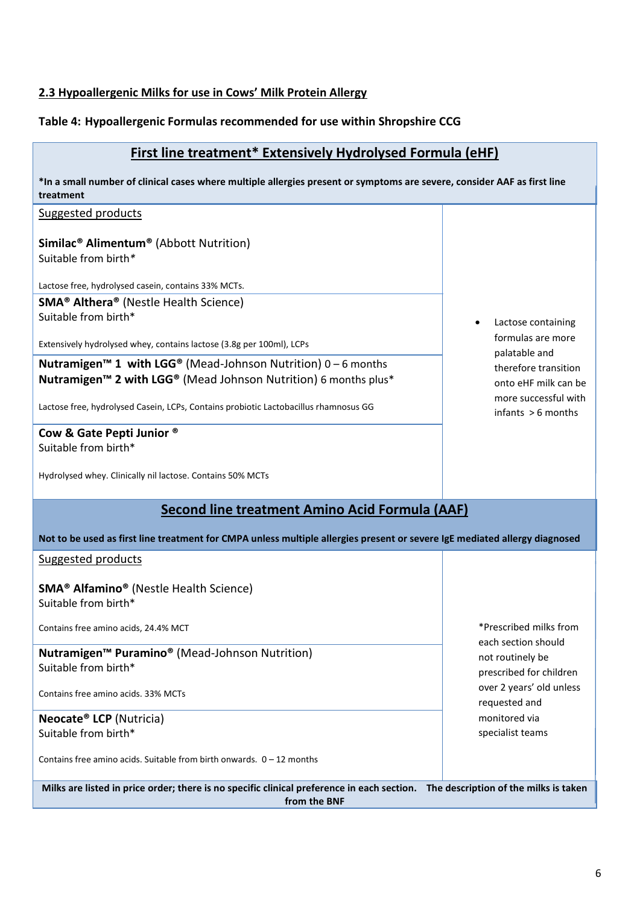## 2.3 Hypoallergenic Milks for use in Cows' Milk Protein Allergy

**Table 4: Hypoallergenic Formulas recommended for use within Shropshire CCG**

| **First line treatment* Extensively Hydrolysed Formula (eHF)** | |
|---|---|
| ***In a small number of clinical cases where multiple allergies present or symptoms are severe, consider AAF as first line treatment** | |
| Suggested products<br><br>**Similac® Alimentum®** (Abbott Nutrition)<br>Suitable from birth*<br><br>Lactose free, hydrolysed casein, contains 33% MCTs. | • Lactose containing formulas are more palatable and therefore transition onto eHF milk can be more successful with infants > 6 months |
| **SMA® Althera®** (Nestle Health Science)<br>Suitable from birth*<br><br>Extensively hydrolysed whey, contains lactose (3.8g per 100ml), LCPs | |
| **Nutramigen™ 1 with LGG®** (Mead-Johnson Nutrition) 0 – 6 months<br>**Nutramigen™ 2 with LGG®** (Mead Johnson Nutrition) 6 months plus*<br><br>Lactose free, hydrolysed Casein, LCPs, Contains probiotic Lactobacillus rhamnosus GG | |
| **Cow & Gate Pepti Junior ®**<br>Suitable from birth*<br><br>Hydrolysed whey. Clinically nil lactose. Contains 50% MCTs | |
| **Second line treatment Amino Acid Formula (AAF)** | |
| **Not to be used as first line treatment for CMPA unless multiple allergies present or severe IgE mediated allergy diagnosed** | |
| Suggested products<br><br>**SMA® Alfamino®** (Nestle Health Science)<br>Suitable from birth*<br><br>Contains free amino acids, 24.4% MCT | *Prescribed milks from each section should not routinely be prescribed for children over 2 years' old unless requested and monitored via specialist teams |
| **Nutramigen™ Puramino®** (Mead-Johnson Nutrition)<br>Suitable from birth*<br><br>Contains free amino acids. 33% MCTs | |
| **Neocate® LCP** (Nutricia)<br>Suitable from birth*<br><br>Contains free amino acids. Suitable from birth onwards. 0 – 12 months | |
| **Milks are listed in price order; there is no specific clinical preference in each section. The description of the milks is taken from the BNF** | |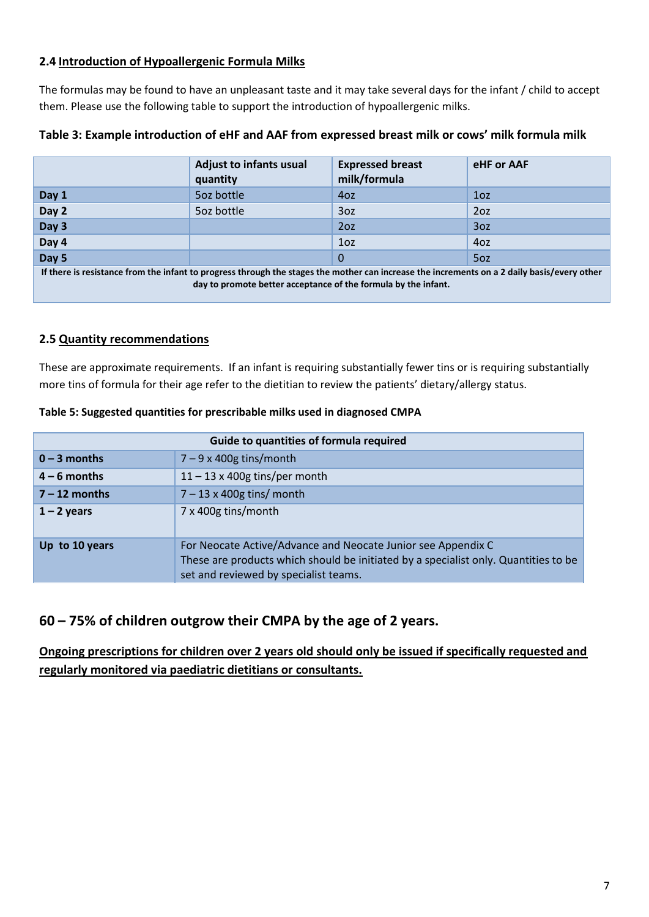### 2.4 <u>Introduction of Hypoallergenic Formula Milks</u>

The formulas may be found to have an unpleasant taste and it may take several days for the infant / child to accept them. Please use the following table to support the introduction of hypoallergenic milks.

**Table 3: Example introduction of eHF and AAF from expressed breast milk or cows' milk formula milk**

| | Adjust to infants usual quantity | Expressed breast milk/formula | eHF or AAF |
|---|---|---|---|
| **Day 1** | 5oz bottle | 4oz | 1oz |
| **Day 2** | 5oz bottle | 3oz | 2oz |
| **Day 3** | | 2oz | 3oz |
| **Day 4** | | 1oz | 4oz |
| **Day 5** | | 0 | 5oz |
| **If there is resistance from the infant to progress through the stages the mother can increase the increments on a 2 daily basis/every other day to promote better acceptance of the formula by the infant.** | | | |

### 2.5 <u>Quantity recommendations</u>

These are approximate requirements. If an infant is requiring substantially fewer tins or is requiring substantially more tins of formula for their age refer to the dietitian to review the patients' dietary/allergy status.

**Table 5: Suggested quantities for prescribable milks used in diagnosed CMPA**

| **Guide to quantities of formula required** | |
|---|---|
| **0 – 3 months** | 7 – 9 x 400g tins/month |
| **4 – 6 months** | 11 – 13 x 400g tins/per month |
| **7 – 12 months** | 7 – 13 x 400g tins/ month |
| **1 – 2 years** | 7 x 400g tins/month |
| **Up to 10 years** | For Neocate Active/Advance and Neocate Junior see Appendix C<br>These are products which should be initiated by a specialist only. Quantities to be set and reviewed by specialist teams. |

## 60 – 75% of children outgrow their CMPA by the age of 2 years.

**<u>Ongoing prescriptions for children over 2 years old should only be issued if specifically requested and regularly monitored via paediatric dietitians or consultants.</u>**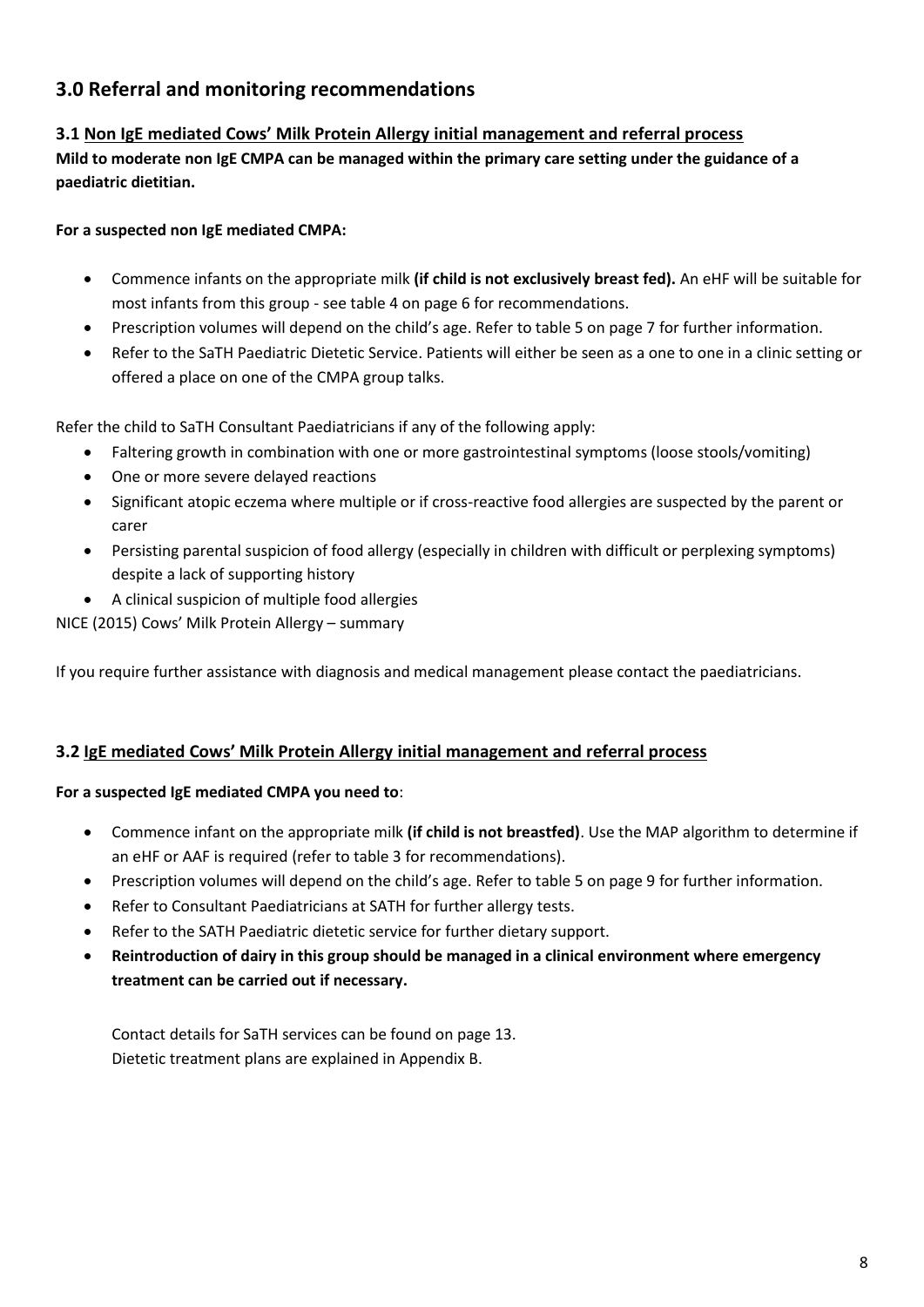## 3.0 Referral and monitoring recommendations

### 3.1 Non IgE mediated Cows' Milk Protein Allergy initial management and referral process

**Mild to moderate non IgE CMPA can be managed within the primary care setting under the guidance of a paediatric dietitian.**

**For a suspected non IgE mediated CMPA:**

- Commence infants on the appropriate milk **(if child is not exclusively breast fed).** An eHF will be suitable for most infants from this group - see table 4 on page 6 for recommendations.
- Prescription volumes will depend on the child's age. Refer to table 5 on page 7 for further information.
- Refer to the SaTH Paediatric Dietetic Service. Patients will either be seen as a one to one in a clinic setting or offered a place on one of the CMPA group talks.

Refer the child to SaTH Consultant Paediatricians if any of the following apply:

- Faltering growth in combination with one or more gastrointestinal symptoms (loose stools/vomiting)
- One or more severe delayed reactions
- Significant atopic eczema where multiple or if cross-reactive food allergies are suspected by the parent or carer
- Persisting parental suspicion of food allergy (especially in children with difficult or perplexing symptoms) despite a lack of supporting history
- A clinical suspicion of multiple food allergies

NICE (2015) Cows' Milk Protein Allergy – summary

If you require further assistance with diagnosis and medical management please contact the paediatricians.

### 3.2 IgE mediated Cows' Milk Protein Allergy initial management and referral process

**For a suspected IgE mediated CMPA you need to**:

- Commence infant on the appropriate milk **(if child is not breastfed)**. Use the MAP algorithm to determine if an eHF or AAF is required (refer to table 3 for recommendations).
- Prescription volumes will depend on the child's age. Refer to table 5 on page 9 for further information.
- Refer to Consultant Paediatricians at SATH for further allergy tests.
- Refer to the SATH Paediatric dietetic service for further dietary support.
- **Reintroduction of dairy in this group should be managed in a clinical environment where emergency treatment can be carried out if necessary.**

Contact details for SaTH services can be found on page 13.
Dietetic treatment plans are explained in Appendix B.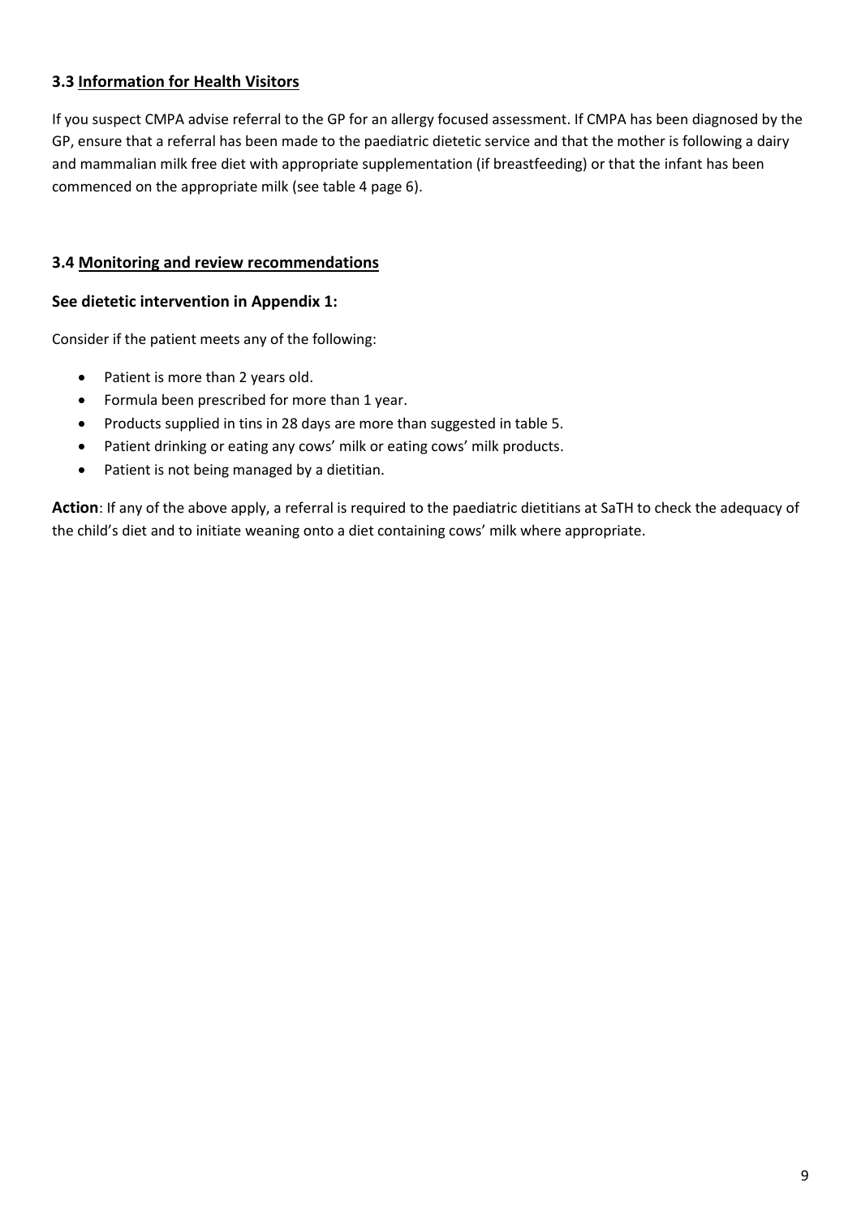### 3.3 Information for Health Visitors

If you suspect CMPA advise referral to the GP for an allergy focused assessment. If CMPA has been diagnosed by the GP, ensure that a referral has been made to the paediatric dietetic service and that the mother is following a dairy and mammalian milk free diet with appropriate supplementation (if breastfeeding) or that the infant has been commenced on the appropriate milk (see table 4 page 6).

### 3.4 Monitoring and review recommendations

**See dietetic intervention in Appendix 1:**

Consider if the patient meets any of the following:

- Patient is more than 2 years old.
- Formula been prescribed for more than 1 year.
- Products supplied in tins in 28 days are more than suggested in table 5.
- Patient drinking or eating any cows' milk or eating cows' milk products.
- Patient is not being managed by a dietitian.

**Action**: If any of the above apply, a referral is required to the paediatric dietitians at SaTH to check the adequacy of the child's diet and to initiate weaning onto a diet containing cows' milk where appropriate.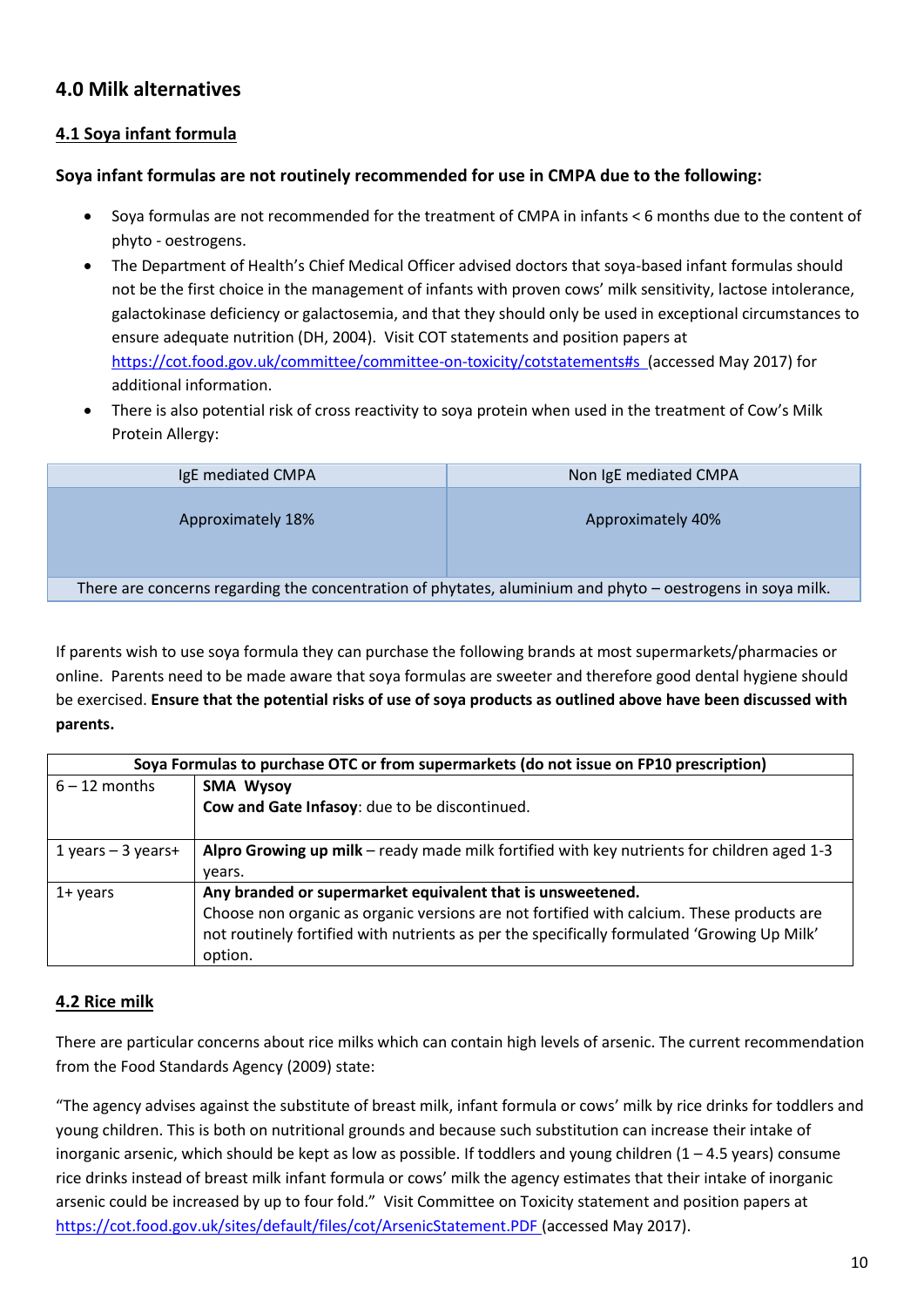## 4.0 Milk alternatives

### 4.1 Soya infant formula

**Soya infant formulas are not routinely recommended for use in CMPA due to the following:**

- Soya formulas are not recommended for the treatment of CMPA in infants < 6 months due to the content of phyto - oestrogens.
- The Department of Health's Chief Medical Officer advised doctors that soya-based infant formulas should not be the first choice in the management of infants with proven cows' milk sensitivity, lactose intolerance, galactokinase deficiency or galactosemia, and that they should only be used in exceptional circumstances to ensure adequate nutrition (DH, 2004). Visit COT statements and position papers at https://cot.food.gov.uk/committee/committee-on-toxicity/cotstatements#s (accessed May 2017) for additional information.
- There is also potential risk of cross reactivity to soya protein when used in the treatment of Cow's Milk Protein Allergy:

| IgE mediated CMPA | Non IgE mediated CMPA |
|---|---|
| Approximately 18% | Approximately 40% |
| There are concerns regarding the concentration of phytates, aluminium and phyto – oestrogens in soya milk. | |

If parents wish to use soya formula they can purchase the following brands at most supermarkets/pharmacies or online. Parents need to be made aware that soya formulas are sweeter and therefore good dental hygiene should be exercised. **Ensure that the potential risks of use of soya products as outlined above have been discussed with parents.**

| Soya Formulas to purchase OTC or from supermarkets (do not issue on FP10 prescription) | |
|---|---|
| 6 – 12 months | **SMA Wysoy**<br>**Cow and Gate Infasoy**: due to be discontinued. |
| 1 years – 3 years+ | **Alpro Growing up milk** – ready made milk fortified with key nutrients for children aged 1-3 years. |
| 1+ years | **Any branded or supermarket equivalent that is unsweetened.**<br>Choose non organic as organic versions are not fortified with calcium. These products are not routinely fortified with nutrients as per the specifically formulated 'Growing Up Milk' option. |

### 4.2 Rice milk

There are particular concerns about rice milks which can contain high levels of arsenic. The current recommendation from the Food Standards Agency (2009) state:

"The agency advises against the substitute of breast milk, infant formula or cows' milk by rice drinks for toddlers and young children. This is both on nutritional grounds and because such substitution can increase their intake of inorganic arsenic, which should be kept as low as possible. If toddlers and young children (1 – 4.5 years) consume rice drinks instead of breast milk infant formula or cows' milk the agency estimates that their intake of inorganic arsenic could be increased by up to four fold." Visit Committee on Toxicity statement and position papers at https://cot.food.gov.uk/sites/default/files/cot/ArsenicStatement.PDF (accessed May 2017).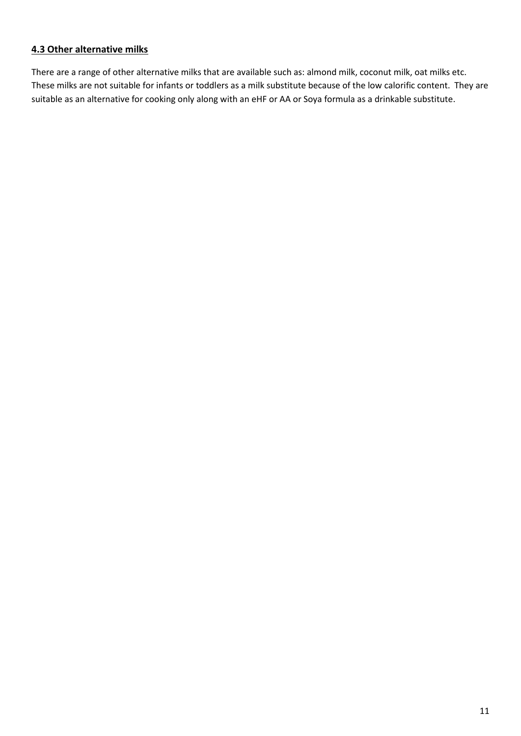### **4.3 Other alternative milks**

There are a range of other alternative milks that are available such as: almond milk, coconut milk, oat milks etc. These milks are not suitable for infants or toddlers as a milk substitute because of the low calorific content. They are suitable as an alternative for cooking only along with an eHF or AA or Soya formula as a drinkable substitute.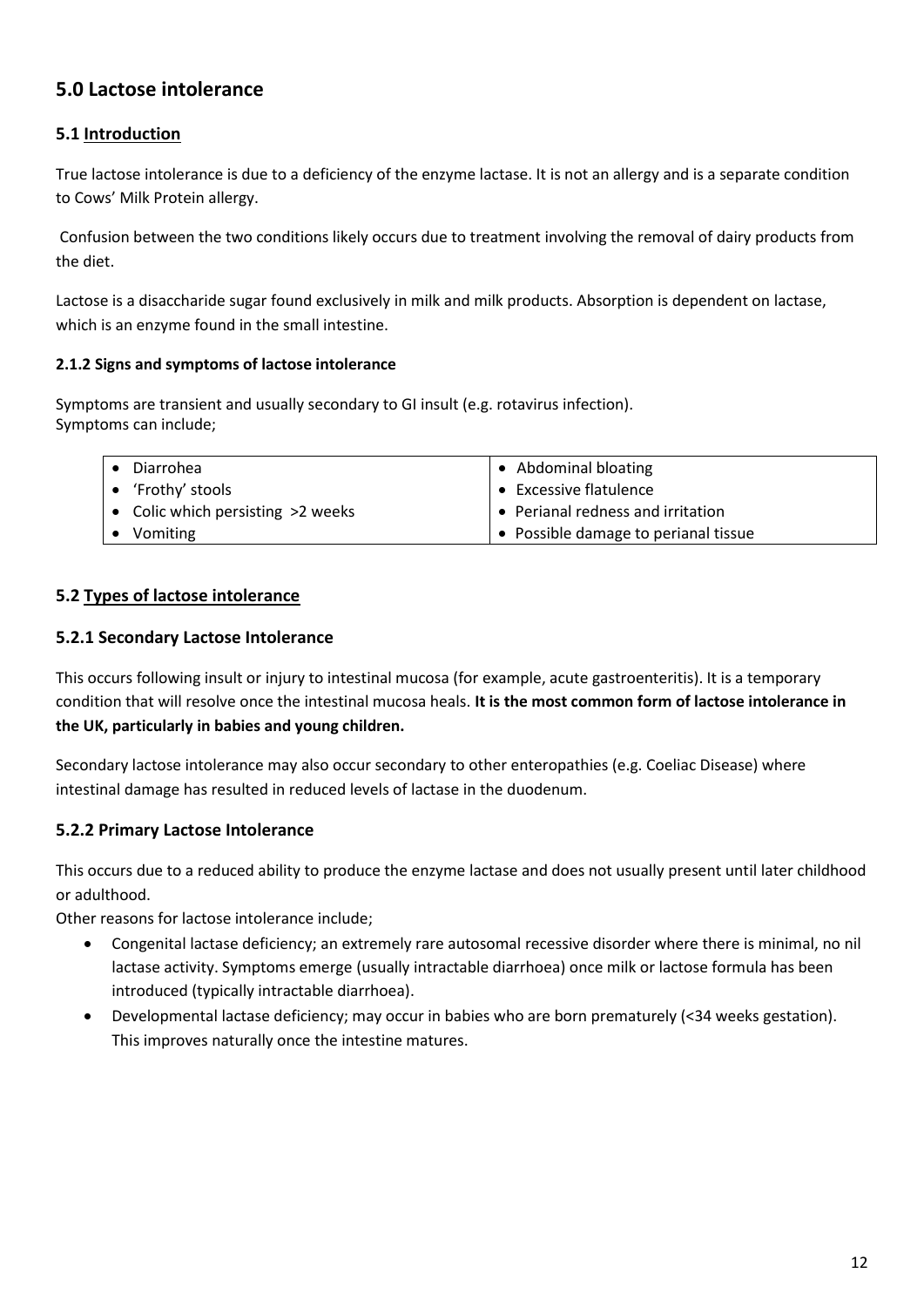## 5.0 Lactose intolerance

### 5.1 Introduction

True lactose intolerance is due to a deficiency of the enzyme lactase. It is not an allergy and is a separate condition to Cows' Milk Protein allergy.

Confusion between the two conditions likely occurs due to treatment involving the removal of dairy products from the diet.

Lactose is a disaccharide sugar found exclusively in milk and milk products. Absorption is dependent on lactase, which is an enzyme found in the small intestine.

#### 2.1.2 Signs and symptoms of lactose intolerance

Symptoms are transient and usually secondary to GI insult (e.g. rotavirus infection).
Symptoms can include;

| | |
|---|---|
| • Diarrohea | • Abdominal bloating |
| • 'Frothy' stools | • Excessive flatulence |
| • Colic which persisting >2 weeks | • Perianal redness and irritation |
| • Vomiting | • Possible damage to perianal tissue |

### 5.2 Types of lactose intolerance

#### 5.2.1 Secondary Lactose Intolerance

This occurs following insult or injury to intestinal mucosa (for example, acute gastroenteritis). It is a temporary condition that will resolve once the intestinal mucosa heals. **It is the most common form of lactose intolerance in the UK, particularly in babies and young children.**

Secondary lactose intolerance may also occur secondary to other enteropathies (e.g. Coeliac Disease) where intestinal damage has resulted in reduced levels of lactase in the duodenum.

#### 5.2.2 Primary Lactose Intolerance

This occurs due to a reduced ability to produce the enzyme lactase and does not usually present until later childhood or adulthood.

Other reasons for lactose intolerance include;

- Congenital lactase deficiency; an extremely rare autosomal recessive disorder where there is minimal, no nil lactase activity. Symptoms emerge (usually intractable diarrhoea) once milk or lactose formula has been introduced (typically intractable diarrhoea).
- Developmental lactase deficiency; may occur in babies who are born prematurely (<34 weeks gestation). This improves naturally once the intestine matures.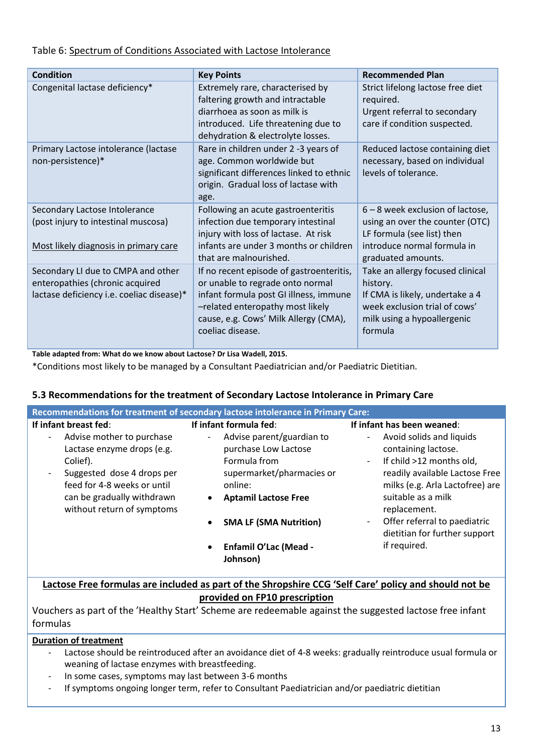Table 6: Spectrum of Conditions Associated with Lactose Intolerance

| Condition | Key Points | Recommended Plan |
|---|---|---|
| Congenital lactase deficiency* | Extremely rare, characterised by faltering growth and intractable diarrhoea as soon as milk is introduced. Life threatening due to dehydration & electrolyte losses. | Strict lifelong lactose free diet required.<br>Urgent referral to secondary care if condition suspected. |
| Primary Lactose intolerance (lactase non-persistence)* | Rare in children under 2 -3 years of age. Common worldwide but significant differences linked to ethnic origin. Gradual loss of lactase with age. | Reduced lactose containing diet necessary, based on individual levels of tolerance. |
| Secondary Lactose Intolerance (post injury to intestinal muscosa)<br><br>Most likely diagnosis in primary care | Following an acute gastroenteritis infection due temporary intestinal injury with loss of lactase. At risk infants are under 3 months or children that are malnourished. | 6 – 8 week exclusion of lactose, using an over the counter (OTC) LF formula (see list) then introduce normal formula in graduated amounts. |
| Secondary LI due to CMPA and other enteropathies (chronic acquired lactase deficiency i.e. coeliac disease)* | If no recent episode of gastroenteritis, or unable to regrade onto normal infant formula post GI illness, immune –related enteropathy most likely cause, e.g. Cows' Milk Allergy (CMA), coeliac disease. | Take an allergy focused clinical history.<br>If CMA is likely, undertake a 4 week exclusion trial of cows' milk using a hypoallergenic formula |

**Table adapted from: What do we know about Lactose? Dr Lisa Wadell, 2015.**

*Conditions most likely to be managed by a Consultant Paediatrician and/or Paediatric Dietitian.

## 5.3 Recommendations for the treatment of Secondary Lactose Intolerance in Primary Care

**Recommendations for treatment of secondary lactose intolerance in Primary Care:**

**If infant breast fed:**

- Advise mother to purchase Lactase enzyme drops (e.g. Colief).
- Suggested dose 4 drops per feed for 4-8 weeks or until can be gradually withdrawn without return of symptoms

**If infant formula fed:**

- Advise parent/guardian to purchase Low Lactose Formula from supermarket/pharmacies or online:
  - **Aptamil Lactose Free**
  - **SMA LF (SMA Nutrition)**
  - **Enfamil O'Lac (Mead - Johnson)**

**If infant has been weaned:**

- Avoid solids and liquids containing lactose.
- If child >12 months old, readily available Lactose Free milks (e.g. Arla Lactofree) are suitable as a milk replacement.
- Offer referral to paediatric dietitian for further support if required.

**Lactose Free formulas are included as part of the Shropshire CCG 'Self Care' policy and should not be provided on FP10 prescription**

Vouchers as part of the 'Healthy Start' Scheme are redeemable against the suggested lactose free infant formulas

**Duration of treatment**

- Lactose should be reintroduced after an avoidance diet of 4-8 weeks: gradually reintroduce usual formula or weaning of lactase enzymes with breastfeeding.
- In some cases, symptoms may last between 3-6 months
- If symptoms ongoing longer term, refer to Consultant Paediatrician and/or paediatric dietitian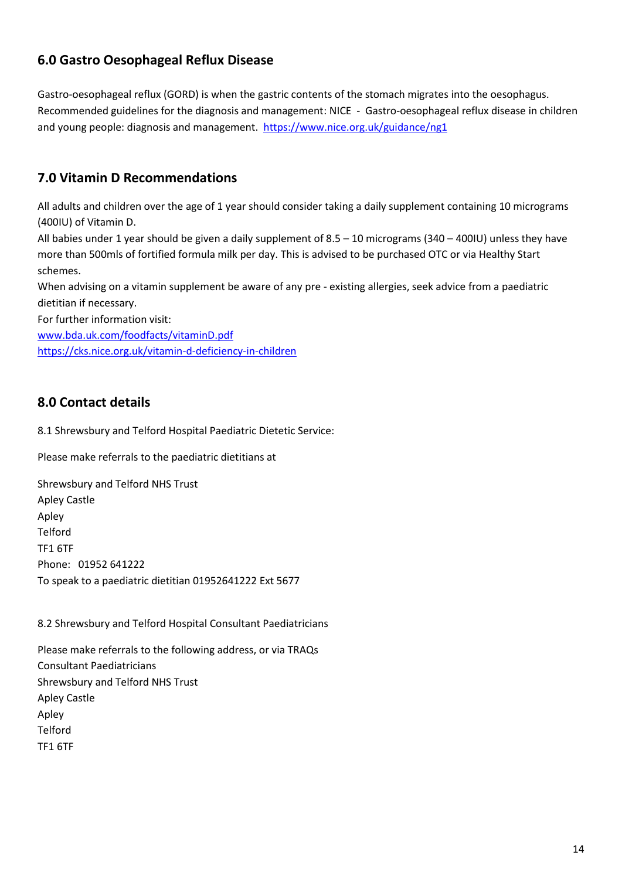## 6.0 Gastro Oesophageal Reflux Disease

Gastro-oesophageal reflux (GORD) is when the gastric contents of the stomach migrates into the oesophagus. Recommended guidelines for the diagnosis and management: NICE - Gastro-oesophageal reflux disease in children and young people: diagnosis and management. https://www.nice.org.uk/guidance/ng1

## 7.0 Vitamin D Recommendations

All adults and children over the age of 1 year should consider taking a daily supplement containing 10 micrograms (400IU) of Vitamin D.

All babies under 1 year should be given a daily supplement of 8.5 – 10 micrograms (340 – 400IU) unless they have more than 500mls of fortified formula milk per day. This is advised to be purchased OTC or via Healthy Start schemes.

When advising on a vitamin supplement be aware of any pre - existing allergies, seek advice from a paediatric dietitian if necessary.

For further information visit:

www.bda.uk.com/foodfacts/vitaminD.pdf

https://cks.nice.org.uk/vitamin-d-deficiency-in-children

## 8.0 Contact details

8.1 Shrewsbury and Telford Hospital Paediatric Dietetic Service:

Please make referrals to the paediatric dietitians at

Shrewsbury and Telford NHS Trust
Apley Castle
Apley
Telford
TF1 6TF
Phone: 01952 641222
To speak to a paediatric dietitian 01952641222 Ext 5677

8.2 Shrewsbury and Telford Hospital Consultant Paediatricians

Please make referrals to the following address, or via TRAQs
Consultant Paediatricians
Shrewsbury and Telford NHS Trust
Apley Castle
Apley
Telford
TF1 6TF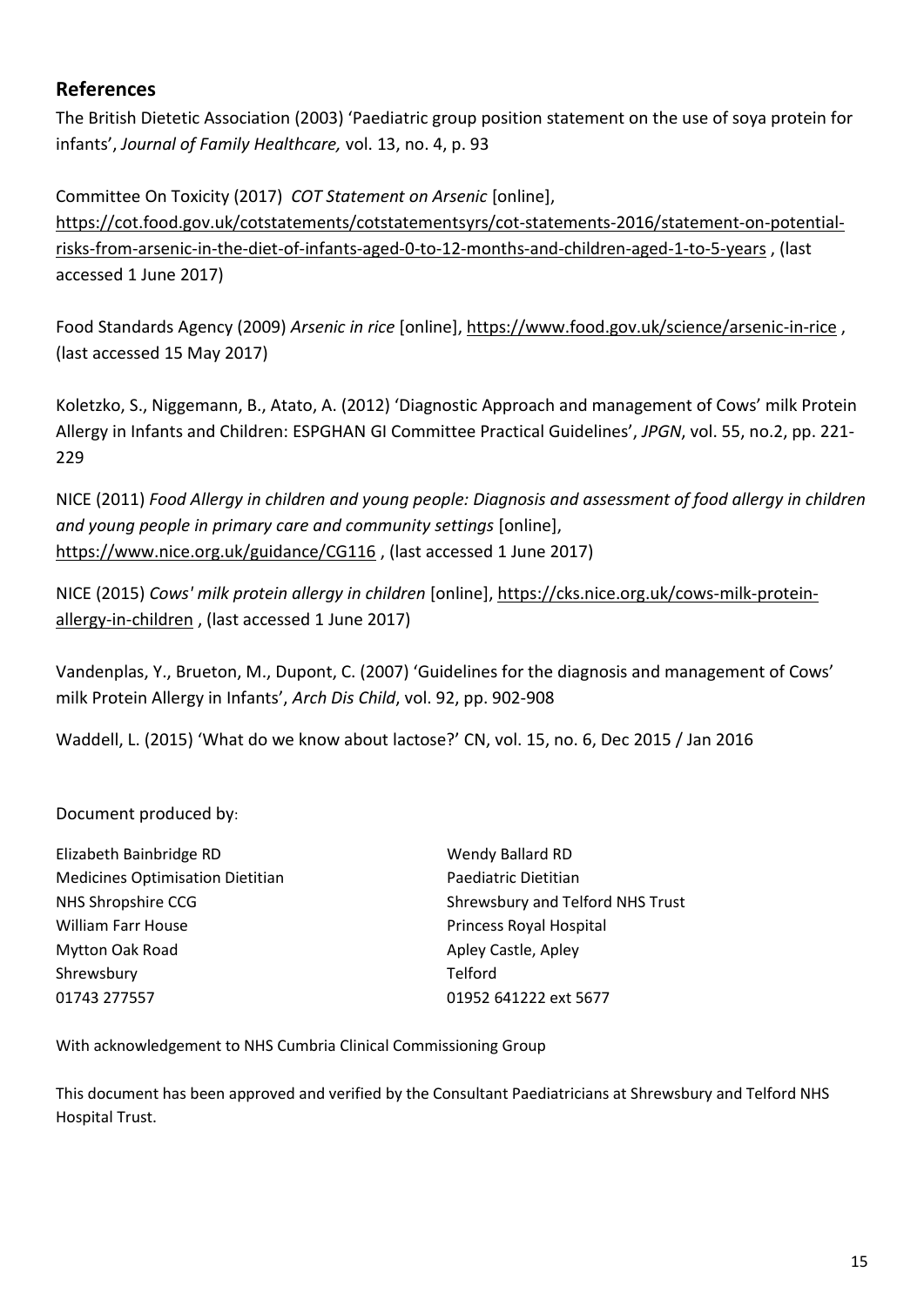## References

The British Dietetic Association (2003) 'Paediatric group position statement on the use of soya protein for infants', *Journal of Family Healthcare,* vol. 13, no. 4, p. 93

Committee On Toxicity (2017) *COT Statement on Arsenic* [online], https://cot.food.gov.uk/cotstatements/cotstatementsyrs/cot-statements-2016/statement-on-potential-risks-from-arsenic-in-the-diet-of-infants-aged-0-to-12-months-and-children-aged-1-to-5-years , (last accessed 1 June 2017)

Food Standards Agency (2009) *Arsenic in rice* [online], https://www.food.gov.uk/science/arsenic-in-rice , (last accessed 15 May 2017)

Koletzko, S., Niggemann, B., Atato, A. (2012) 'Diagnostic Approach and management of Cows' milk Protein Allergy in Infants and Children: ESPGHAN GI Committee Practical Guidelines', *JPGN*, vol. 55, no.2, pp. 221-229

NICE (2011) *Food Allergy in children and young people: Diagnosis and assessment of food allergy in children and young people in primary care and community settings* [online], https://www.nice.org.uk/guidance/CG116 , (last accessed 1 June 2017)

NICE (2015) *Cows' milk protein allergy in children* [online], https://cks.nice.org.uk/cows-milk-protein-allergy-in-children , (last accessed 1 June 2017)

Vandenplas, Y., Brueton, M., Dupont, C. (2007) 'Guidelines for the diagnosis and management of Cows' milk Protein Allergy in Infants', *Arch Dis Child*, vol. 92, pp. 902-908

Waddell, L. (2015) 'What do we know about lactose?' CN, vol. 15, no. 6, Dec 2015 / Jan 2016

Document produced by:

Elizabeth Bainbridge RD
Medicines Optimisation Dietitian
NHS Shropshire CCG
William Farr House
Mytton Oak Road
Shrewsbury
01743 277557

Wendy Ballard RD
Paediatric Dietitian
Shrewsbury and Telford NHS Trust
Princess Royal Hospital
Apley Castle, Apley
Telford
01952 641222 ext 5677

With acknowledgement to NHS Cumbria Clinical Commissioning Group

This document has been approved and verified by the Consultant Paediatricians at Shrewsbury and Telford NHS Hospital Trust.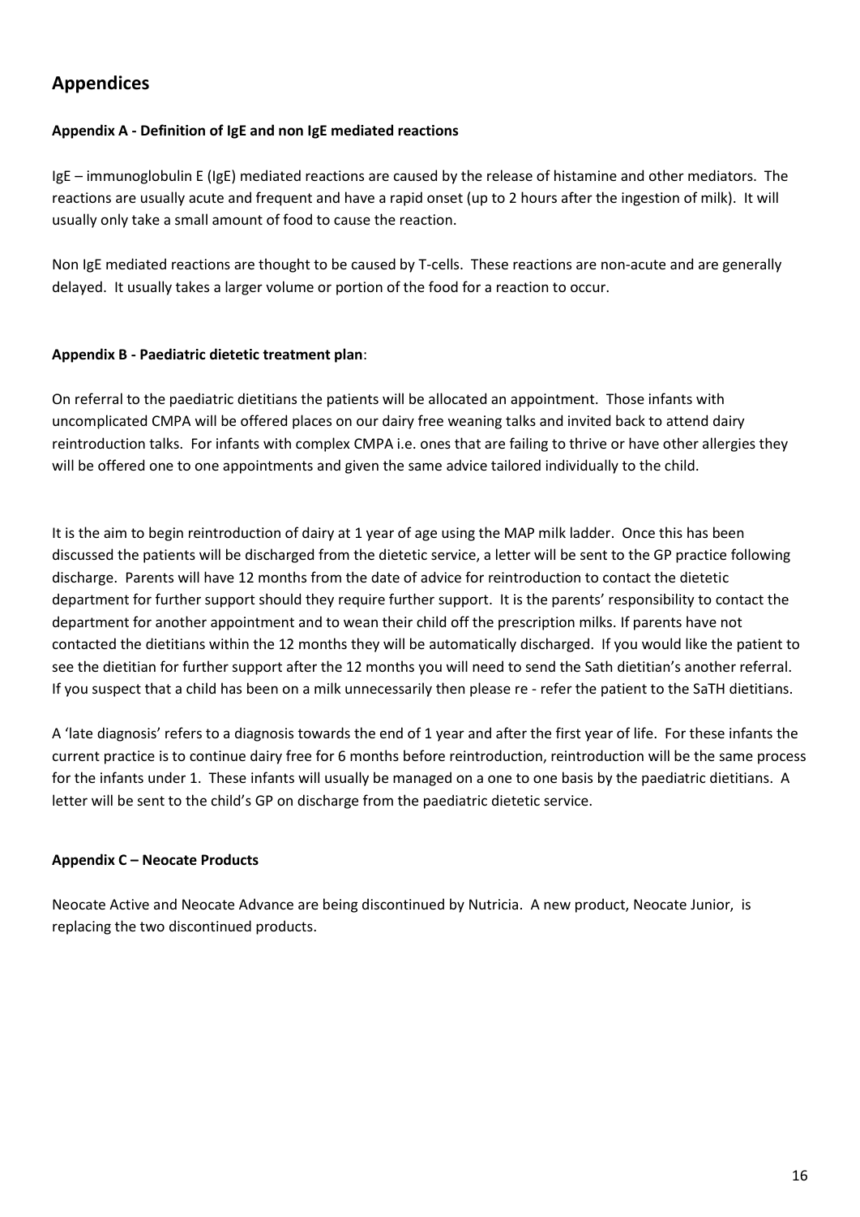## Appendices

**Appendix A - Definition of IgE and non IgE mediated reactions**

IgE – immunoglobulin E (IgE) mediated reactions are caused by the release of histamine and other mediators. The reactions are usually acute and frequent and have a rapid onset (up to 2 hours after the ingestion of milk). It will usually only take a small amount of food to cause the reaction.

Non IgE mediated reactions are thought to be caused by T-cells. These reactions are non-acute and are generally delayed. It usually takes a larger volume or portion of the food for a reaction to occur.

**Appendix B - Paediatric dietetic treatment plan**:

On referral to the paediatric dietitians the patients will be allocated an appointment. Those infants with uncomplicated CMPA will be offered places on our dairy free weaning talks and invited back to attend dairy reintroduction talks. For infants with complex CMPA i.e. ones that are failing to thrive or have other allergies they will be offered one to one appointments and given the same advice tailored individually to the child.

It is the aim to begin reintroduction of dairy at 1 year of age using the MAP milk ladder. Once this has been discussed the patients will be discharged from the dietetic service, a letter will be sent to the GP practice following discharge. Parents will have 12 months from the date of advice for reintroduction to contact the dietetic department for further support should they require further support. It is the parents' responsibility to contact the department for another appointment and to wean their child off the prescription milks. If parents have not contacted the dietitians within the 12 months they will be automatically discharged. If you would like the patient to see the dietitian for further support after the 12 months you will need to send the Sath dietitian's another referral. If you suspect that a child has been on a milk unnecessarily then please re - refer the patient to the SaTH dietitians.

A 'late diagnosis' refers to a diagnosis towards the end of 1 year and after the first year of life. For these infants the current practice is to continue dairy free for 6 months before reintroduction, reintroduction will be the same process for the infants under 1. These infants will usually be managed on a one to one basis by the paediatric dietitians. A letter will be sent to the child's GP on discharge from the paediatric dietetic service.

**Appendix C – Neocate Products**

Neocate Active and Neocate Advance are being discontinued by Nutricia. A new product, Neocate Junior, is replacing the two discontinued products.